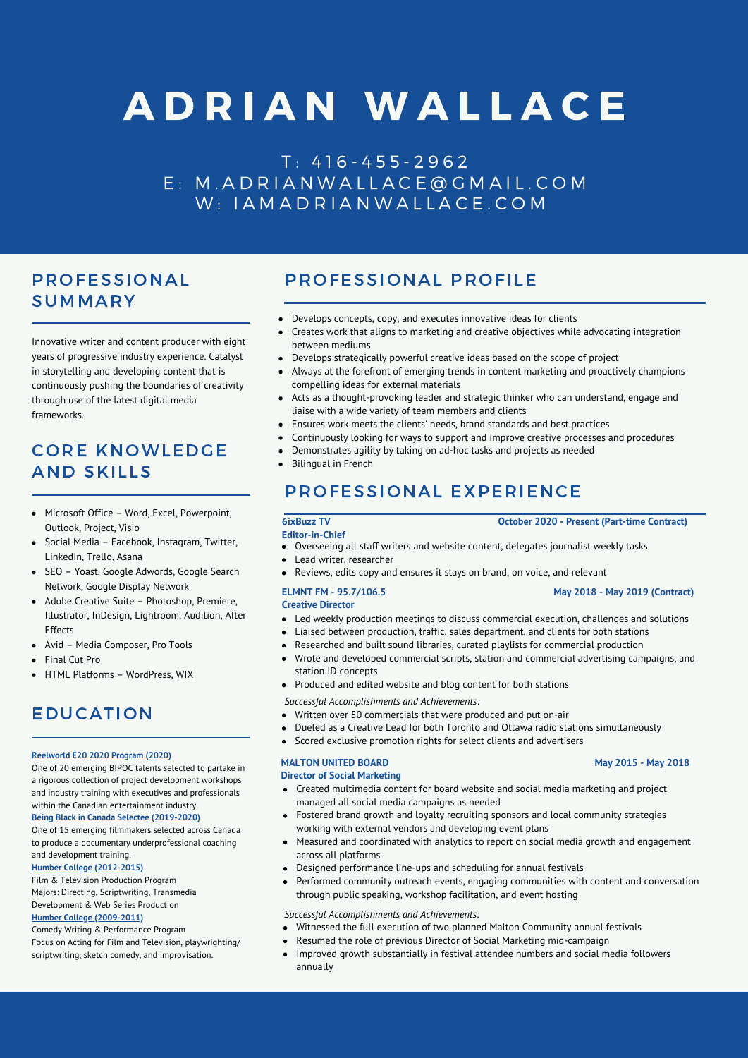# ADRIAN WALLACE

T: 416-455-2962
E: M.ADRIANWALLACE@GMAIL.COM
W: IAMADRIANWALLACE.COM

## PROFESSIONAL SUMMARY

Innovative writer and content producer with eight years of progressive industry experience. Catalyst in storytelling and developing content that is continuously pushing the boundaries of creativity through use of the latest digital media frameworks.

## CORE KNOWLEDGE AND SKILLS

- Microsoft Office – Word, Excel, Powerpoint, Outlook, Project, Visio
- Social Media – Facebook, Instagram, Twitter, LinkedIn, Trello, Asana
- SEO – Yoast, Google Adwords, Google Search Network, Google Display Network
- Adobe Creative Suite – Photoshop, Premiere, Illustrator, InDesign, Lightroom, Audition, After Effects
- Avid – Media Composer, Pro Tools
- Final Cut Pro
- HTML Platforms – WordPress, WIX

## EDUCATION

**Reelworld E20 2020 Program (2020)**
One of 20 emerging BIPOC talents selected to partake in a rigorous collection of project development workshops and industry training with executives and professionals within the Canadian entertainment industry.

**Being Black in Canada Selectee (2019-2020)**
One of 15 emerging filmmakers selected across Canada to produce a documentary underprofessional coaching and development training.

**Humber College (2012-2015)**
Film & Television Production Program
Majors: Directing, Scriptwriting, Transmedia Development & Web Series Production

**Humber College (2009-2011)**
Comedy Writing & Performance Program
Focus on Acting for Film and Television, playwrighting/ scriptwriting, sketch comedy, and improvisation.

## PROFESSIONAL PROFILE

- Develops concepts, copy, and executes innovative ideas for clients
- Creates work that aligns to marketing and creative objectives while advocating integration between mediums
- Develops strategically powerful creative ideas based on the scope of project
- Always at the forefront of emerging trends in content marketing and proactively champions compelling ideas for external materials
- Acts as a thought-provoking leader and strategic thinker who can understand, engage and liaise with a wide variety of team members and clients
- Ensures work meets the clients' needs, brand standards and best practices
- Continuously looking for ways to support and improve creative processes and procedures
- Demonstrates agility by taking on ad-hoc tasks and projects as needed
- Bilingual in French

## PROFESSIONAL EXPERIENCE

**6ixBuzz TV** — **October 2020 - Present (Part-time Contract)**
**Editor-in-Chief**

- Overseeing all staff writers and website content, delegates journalist weekly tasks
- Lead writer, researcher
- Reviews, edits copy and ensures it stays on brand, on voice, and relevant

**ELMNT FM - 95.7/106.5** — **May 2018 - May 2019 (Contract)**
**Creative Director**

- Led weekly production meetings to discuss commercial execution, challenges and solutions
- Liaised between production, traffic, sales department, and clients for both stations
- Researched and built sound libraries, curated playlists for commercial production
- Wrote and developed commercial scripts, station and commercial advertising campaigns, and station ID concepts
- Produced and edited website and blog content for both stations

*Successful Accomplishments and Achievements:*

- Written over 50 commercials that were produced and put on-air
- Dueled as a Creative Lead for both Toronto and Ottawa radio stations simultaneously
- Scored exclusive promotion rights for select clients and advertisers

**MALTON UNITED BOARD** — **May 2015 - May 2018**
**Director of Social Marketing**

- Created multimedia content for board website and social media marketing and project managed all social media campaigns as needed
- Fostered brand growth and loyalty recruiting sponsors and local community strategies working with external vendors and developing event plans
- Measured and coordinated with analytics to report on social media growth and engagement across all platforms
- Designed performance line-ups and scheduling for annual festivals
- Performed community outreach events, engaging communities with content and conversation through public speaking, workshop facilitation, and event hosting

*Successful Accomplishments and Achievements:*

- Witnessed the full execution of two planned Malton Community annual festivals
- Resumed the role of previous Director of Social Marketing mid-campaign
- Improved growth substantially in festival attendee numbers and social media followers annually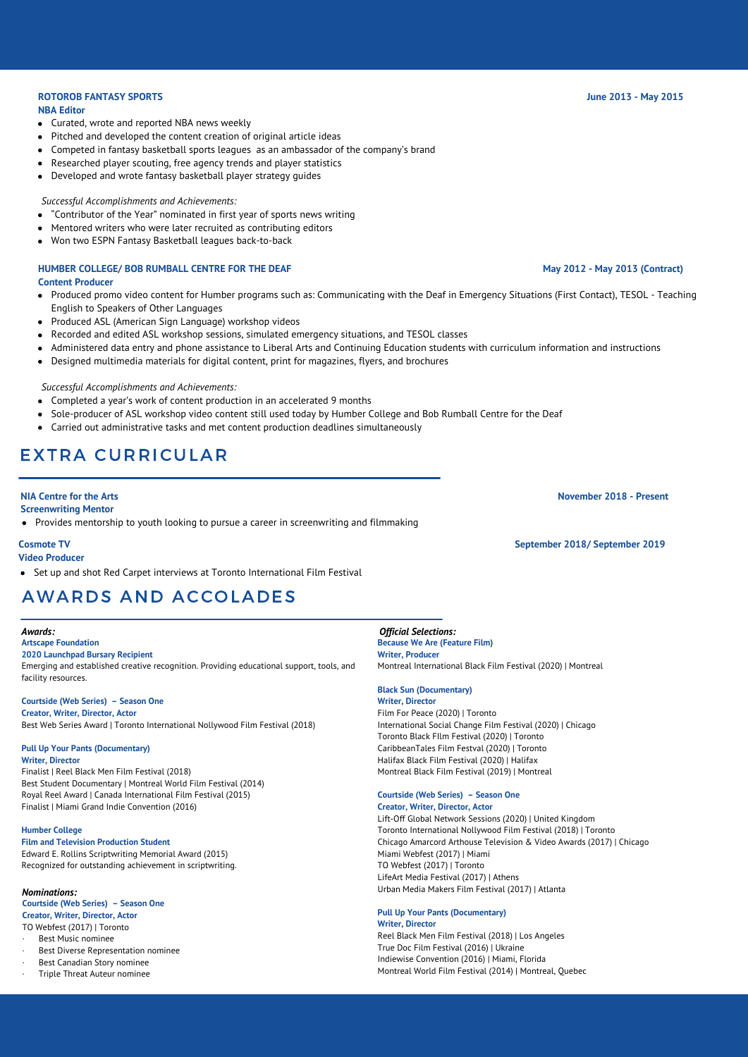**ROTOROB FANTASY SPORTS** — **June 2013 - May 2015**
**NBA Editor**

- Curated, wrote and reported NBA news weekly
- Pitched and developed the content creation of original article ideas
- Competed in fantasy basketball sports leagues as an ambassador of the company's brand
- Researched player scouting, free agency trends and player statistics
- Developed and wrote fantasy basketball player strategy guides

*Successful Accomplishments and Achievements:*

- "Contributor of the Year" nominated in first year of sports news writing
- Mentored writers who were later recruited as contributing editors
- Won two ESPN Fantasy Basketball leagues back-to-back

**HUMBER COLLEGE/ BOB RUMBALL CENTRE FOR THE DEAF** — **May 2012 - May 2013 (Contract)**
**Content Producer**

- Produced promo video content for Humber programs such as: Communicating with the Deaf in Emergency Situations (First Contact), TESOL - Teaching English to Speakers of Other Languages
- Produced ASL (American Sign Language) workshop videos
- Recorded and edited ASL workshop sessions, simulated emergency situations, and TESOL classes
- Administered data entry and phone assistance to Liberal Arts and Continuing Education students with curriculum information and instructions
- Designed multimedia materials for digital content, print for magazines, flyers, and brochures

*Successful Accomplishments and Achievements:*

- Completed a year's work of content production in an accelerated 9 months
- Sole-producer of ASL workshop video content still used today by Humber College and Bob Rumball Centre for the Deaf
- Carried out administrative tasks and met content production deadlines simultaneously

## EXTRA CURRICULAR

**NIA Centre for the Arts** — **November 2018 - Present**
**Screenwriting Mentor**

- Provides mentorship to youth looking to pursue a career in screenwriting and filmmaking

**Cosmote TV** — **September 2018/ September 2019**
**Video Producer**

- Set up and shot Red Carpet interviews at Toronto International Film Festival

## AWARDS AND ACCOLADES

***Awards:***

**Artscape Foundation**
**2020 Launchpad Bursary Recipient**
Emerging and established creative recognition. Providing educational support, tools, and facility resources.

**Courtside (Web Series) – Season One**
**Creator, Writer, Director, Actor**
Best Web Series Award | Toronto International Nollywood Film Festival (2018)

**Pull Up Your Pants (Documentary)**
**Writer, Director**
Finalist | Reel Black Men Film Festival (2018)
Best Student Documentary | Montreal World Film Festival (2014)
Royal Reel Award | Canada International Film Festival (2015)
Finalist | Miami Grand Indie Convention (2016)

**Humber College**
**Film and Television Production Student**
Edward E. Rollins Scriptwriting Memorial Award (2015)
Recognized for outstanding achievement in scriptwriting.

***Nominations:***

**Courtside (Web Series) – Season One**
**Creator, Writer, Director, Actor**
TO Webfest (2017) | Toronto

- Best Music nominee
- Best Diverse Representation nominee
- Best Canadian Story nominee
- Triple Threat Auteur nominee

***Official Selections:***

**Because We Are (Feature Film)**
**Writer, Producer**
Montreal International Black Film Festival (2020) | Montreal

**Black Sun (Documentary)**
**Writer, Director**
Film For Peace (2020) | Toronto
International Social Change Film Festival (2020) | Chicago
Toronto Black FIlm Festival (2020) | Toronto
CaribbeanTales Film Festval (2020) | Toronto
Halifax Black Film Festival (2020) | Halifax
Montreal Black Film Festival (2019) | Montreal

**Courtside (Web Series) – Season One**
**Creator, Writer, Director, Actor**
Lift-Off Global Network Sessions (2020) | United Kingdom
Toronto International Nollywood Film Festival (2018) | Toronto
Chicago Amarcord Arthouse Television & Video Awards (2017) | Chicago
Miami Webfest (2017) | Miami
TO Webfest (2017) | Toronto
LifeArt Media Festival (2017) | Athens
Urban Media Makers Film Festival (2017) | Atlanta

**Pull Up Your Pants (Documentary)**
**Writer, Director**
Reel Black Men Film Festival (2018) | Los Angeles
True Doc Film Festival (2016) | Ukraine
Indiewise Convention (2016) | Miami, Florida
Montreal World Film Festival (2014) | Montreal, Quebec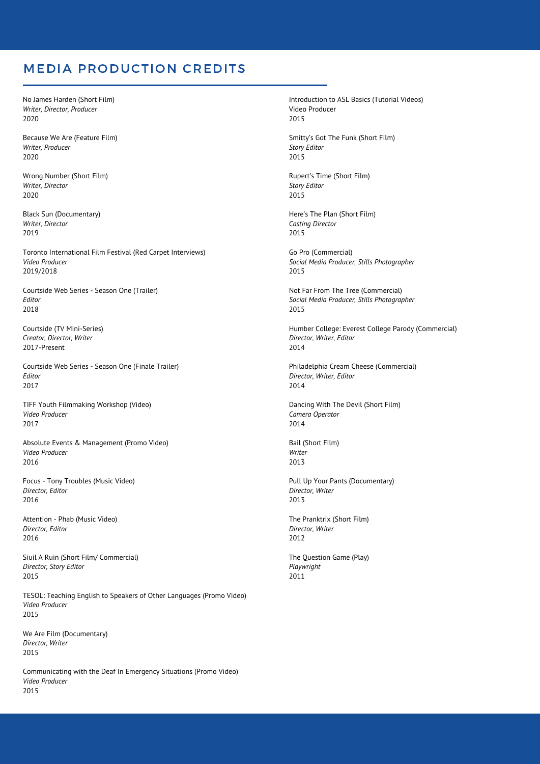## MEDIA PRODUCTION CREDITS

No James Harden (Short Film)
*Writer, Director, Producer*
2020

Because We Are (Feature Film)
*Writer, Producer*
2020

Wrong Number (Short Film)
*Writer, Director*
2020

Black Sun (Documentary)
*Writer, Director*
2019

Toronto International Film Festival (Red Carpet Interviews)
*Video Producer*
2019/2018

Courtside Web Series - Season One (Trailer)
*Editor*
2018

Courtside (TV Mini-Series)
*Creator, Director, Writer*
2017-Present

Courtside Web Series - Season One (Finale Trailer)
*Editor*
2017

TIFF Youth Filmmaking Workshop (Video)
*Video Producer*
2017

Absolute Events & Management (Promo Video)
*Video Producer*
2016

Focus - Tony Troubles (Music Video)
*Director, Editor*
2016

Attention - Phab (Music Video)
*Director, Editor*
2016

Siuil A Ruin (Short Film/ Commercial)
*Director, Story Editor*
2015

TESOL: Teaching English to Speakers of Other Languages (Promo Video)
*Video Producer*
2015

We Are Film (Documentary)
*Director, Writer*
2015

Communicating with the Deaf In Emergency Situations (Promo Video)
*Video Producer*
2015

Introduction to ASL Basics (Tutorial Videos)
Video Producer
2015

Smitty's Got The Funk (Short Film)
*Story Editor*
2015

Rupert's Time (Short Film)
*Story Editor*
2015

Here's The Plan (Short Film)
*Casting Director*
2015

Go Pro (Commercial)
*Social Media Producer, Stills Photographer*
2015

Not Far From The Tree (Commercial)
*Social Media Producer, Stills Photographer*
2015

Humber College: Everest College Parody (Commercial)
*Director, Writer, Editor*
2014

Philadelphia Cream Cheese (Commercial)
*Director, Writer, Editor*
2014

Dancing With The Devil (Short Film)
*Camera Operator*
2014

Bail (Short Film)
*Writer*
2013

Pull Up Your Pants (Documentary)
*Director, Writer*
2013

The Pranktrix (Short Film)
*Director, Writer*
2012

The Question Game (Play)
*Playwright*
2011